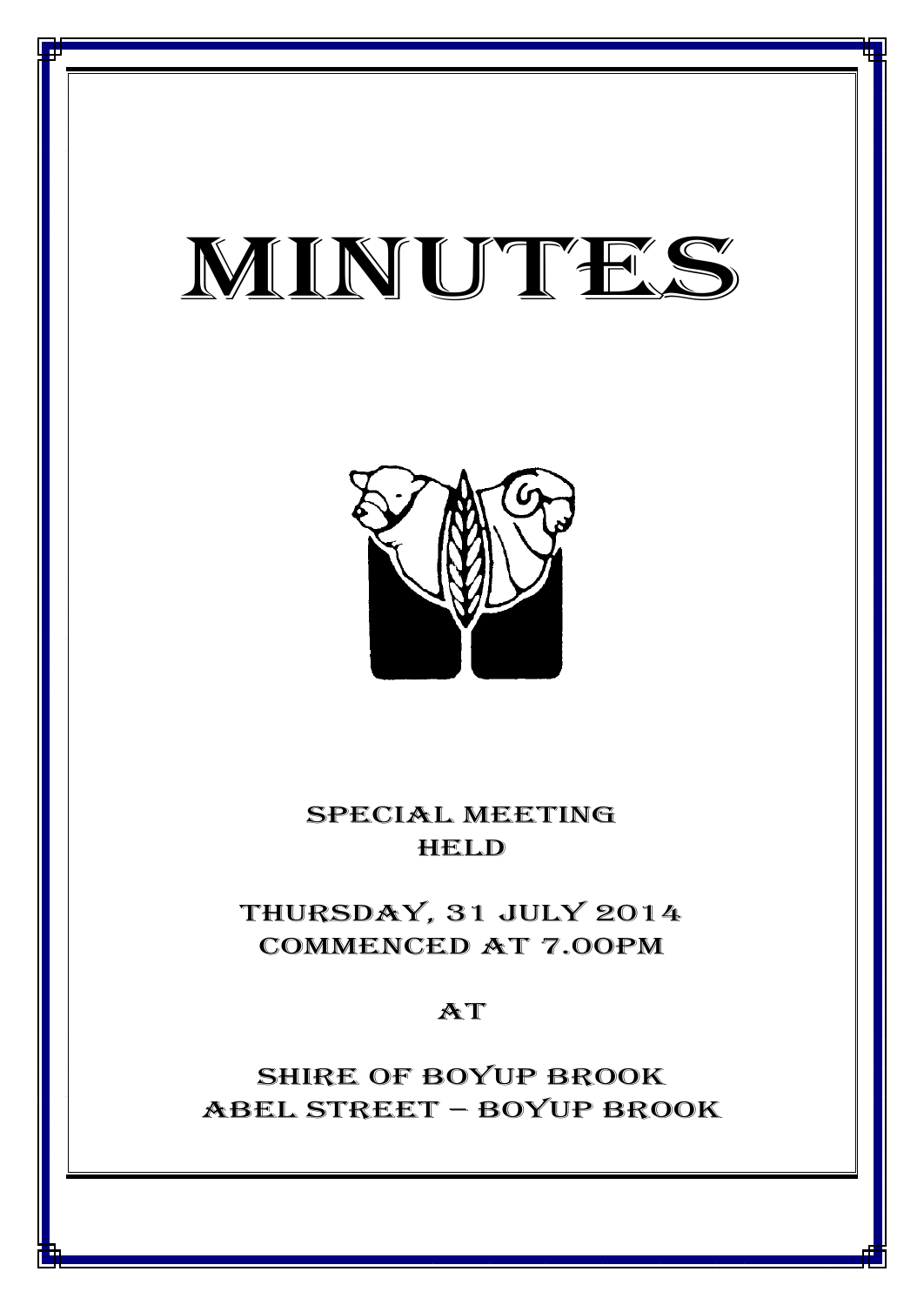# MINUTES

SPECIAL MEETING
HELD

THURSDAY, 31 JULY 2014
COMMENCED AT 7.00PM

AT

SHIRE OF BOYUP BROOK
ABEL STREET – BOYUP BROOK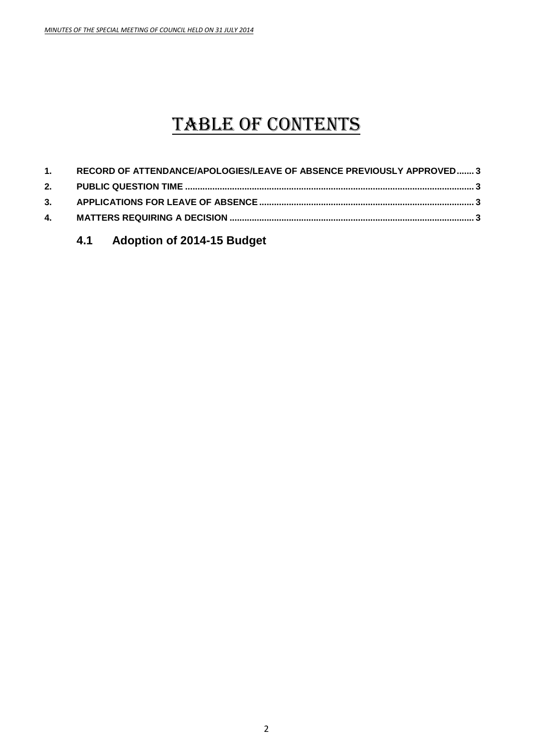# TABLE OF CONTENTS

**1. RECORD OF ATTENDANCE/APOLOGIES/LEAVE OF ABSENCE PREVIOUSLY APPROVED....... 3**

**2. PUBLIC QUESTION TIME .................................................................................................................. 3**

**3. APPLICATIONS FOR LEAVE OF ABSENCE ..................................................................................... 3**

**4. MATTERS REQUIRING A DECISION ................................................................................................. 3**

## 4.1 Adoption of 2014-15 Budget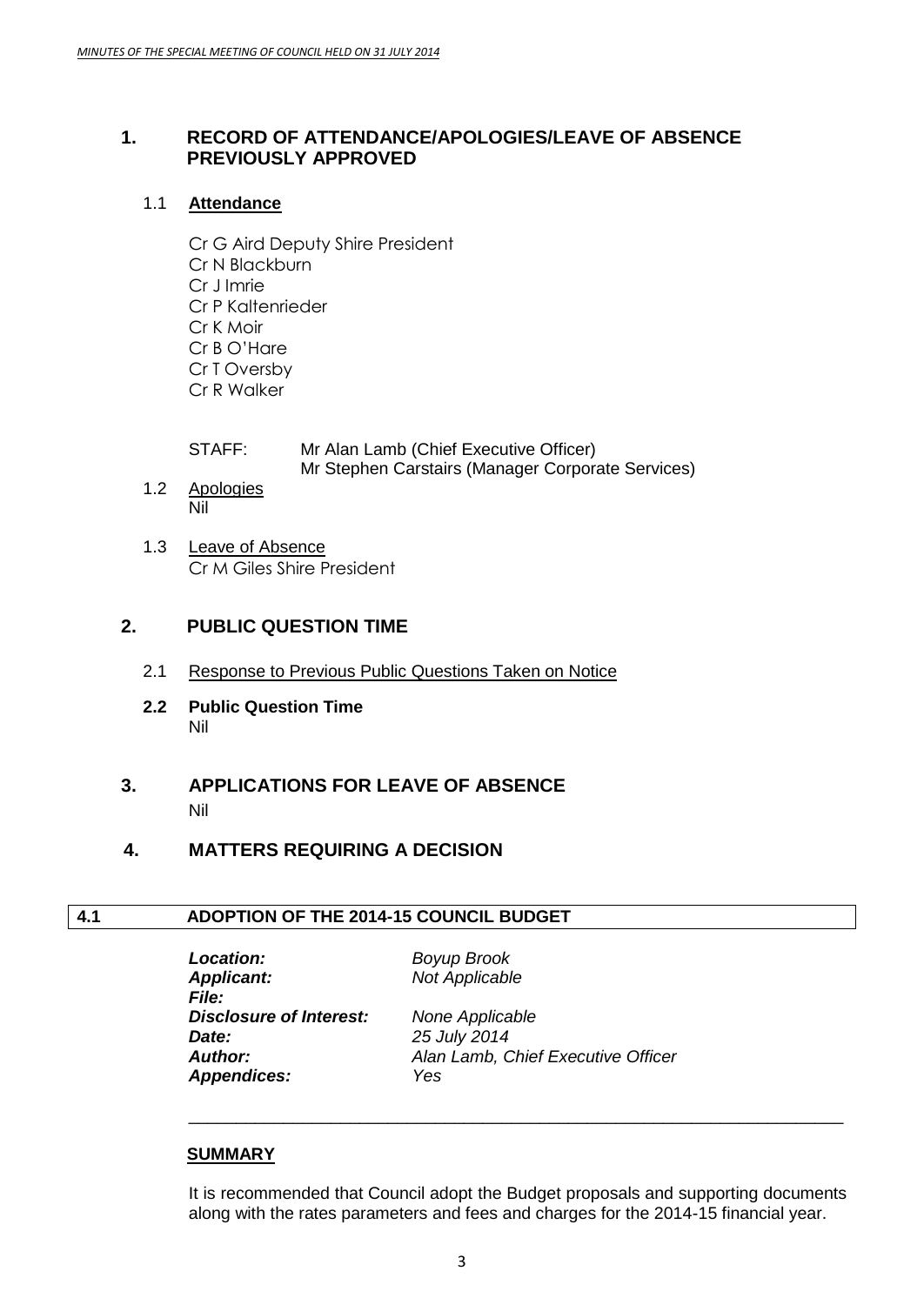## 1. RECORD OF ATTENDANCE/APOLOGIES/LEAVE OF ABSENCE PREVIOUSLY APPROVED

### 1.1 Attendance

Cr G Aird Deputy Shire President
Cr N Blackburn
Cr J Imrie
Cr P Kaltenrieder
Cr K Moir
Cr B O'Hare
Cr T Oversby
Cr R Walker

STAFF: Mr Alan Lamb (Chief Executive Officer)
Mr Stephen Carstairs (Manager Corporate Services)

### 1.2 Apologies

Nil

### 1.3 Leave of Absence

Cr M Giles Shire President

## 2. PUBLIC QUESTION TIME

### 2.1 Response to Previous Public Questions Taken on Notice

### 2.2 Public Question Time

Nil

## 3. APPLICATIONS FOR LEAVE OF ABSENCE

Nil

## 4. MATTERS REQUIRING A DECISION

### 4.1 ADOPTION OF THE 2014-15 COUNCIL BUDGET

***Location:*** *Boyup Brook*
***Applicant:*** *Not Applicable*
***File:***
***Disclosure of Interest:*** *None Applicable*
***Date:*** *25 July 2014*
***Author:*** *Alan Lamb, Chief Executive Officer*
***Appendices:*** *Yes*

---

**SUMMARY**

It is recommended that Council adopt the Budget proposals and supporting documents along with the rates parameters and fees and charges for the 2014-15 financial year.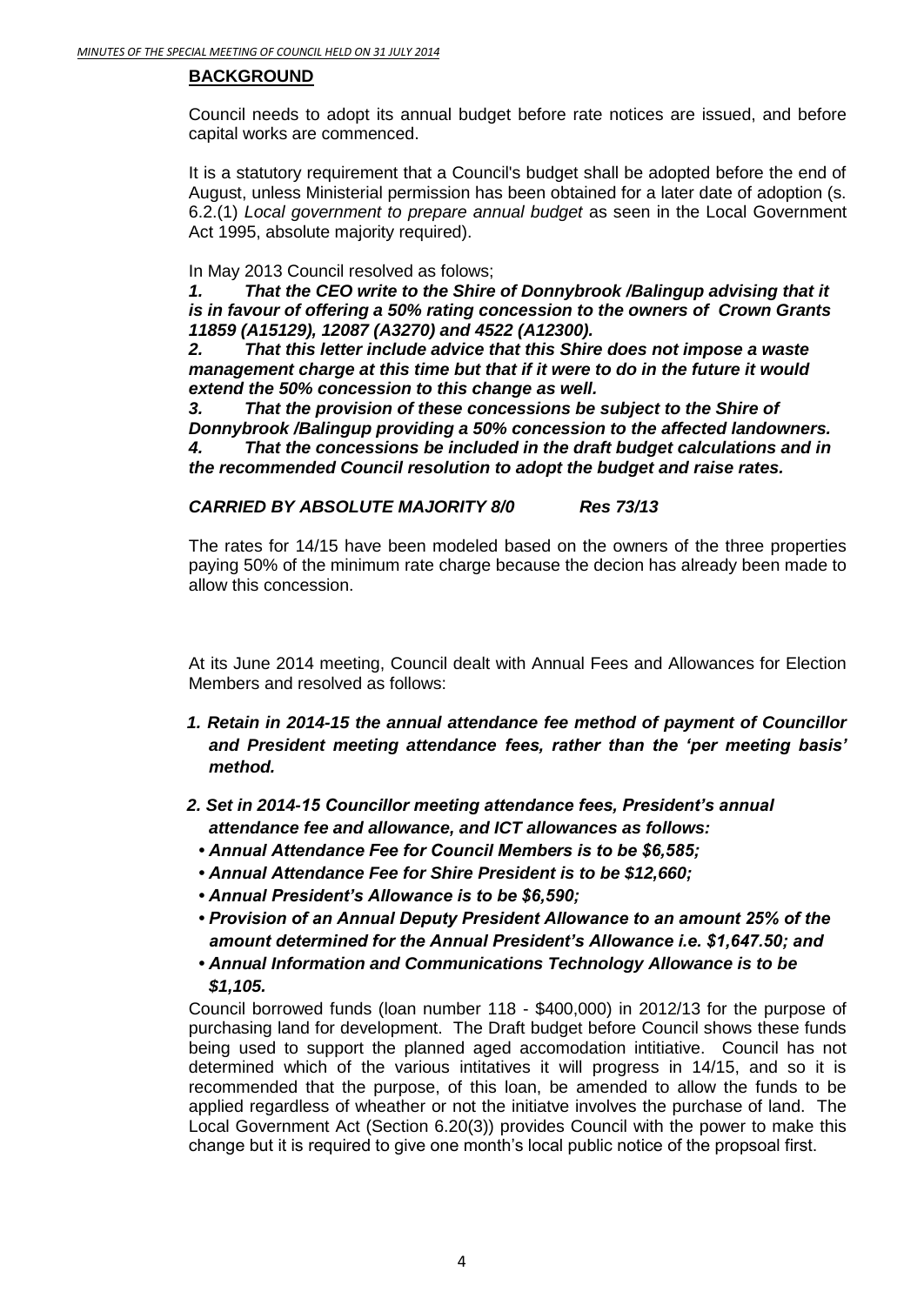## BACKGROUND

Council needs to adopt its annual budget before rate notices are issued, and before capital works are commenced.

It is a statutory requirement that a Council's budget shall be adopted before the end of August, unless Ministerial permission has been obtained for a later date of adoption (s. 6.2.(1) *Local government to prepare annual budget* as seen in the Local Government Act 1995, absolute majority required).

In May 2013 Council resolved as folows;

***1. That the CEO write to the Shire of Donnybrook /Balingup advising that it is in favour of offering a 50% rating concession to the owners of Crown Grants 11859 (A15129), 12087 (A3270) and 4522 (A12300).***

***2. That this letter include advice that this Shire does not impose a waste management charge at this time but that if it were to do in the future it would extend the 50% concession to this change as well.***

***3. That the provision of these concessions be subject to the Shire of Donnybrook /Balingup providing a 50% concession to the affected landowners.***

***4. That the concessions be included in the draft budget calculations and in the recommended Council resolution to adopt the budget and raise rates.***

***CARRIED BY ABSOLUTE MAJORITY 8/0 Res 73/13***

The rates for 14/15 have been modeled based on the owners of the three properties paying 50% of the minimum rate charge because the decion has already been made to allow this concession.

At its June 2014 meeting, Council dealt with Annual Fees and Allowances for Election Members and resolved as follows:

***1. Retain in 2014-15 the annual attendance fee method of payment of Councillor and President meeting attendance fees, rather than the 'per meeting basis' method.***

***2. Set in 2014-15 Councillor meeting attendance fees, President's annual attendance fee and allowance, and ICT allowances as follows:***

- ***Annual Attendance Fee for Council Members is to be $6,585;***
- ***Annual Attendance Fee for Shire President is to be $12,660;***
- ***Annual President's Allowance is to be $6,590;***
- ***Provision of an Annual Deputy President Allowance to an amount 25% of the amount determined for the Annual President's Allowance i.e. $1,647.50; and***
- ***Annual Information and Communications Technology Allowance is to be $1,105.***

Council borrowed funds (loan number 118 - $400,000) in 2012/13 for the purpose of purchasing land for development. The Draft budget before Council shows these funds being used to support the planned aged accomodation intitiative. Council has not determined which of the various intitatives it will progress in 14/15, and so it is recommended that the purpose, of this loan, be amended to allow the funds to be applied regardless of wheather or not the initiatve involves the purchase of land. The Local Government Act (Section 6.20(3)) provides Council with the power to make this change but it is required to give one month's local public notice of the propsoal first.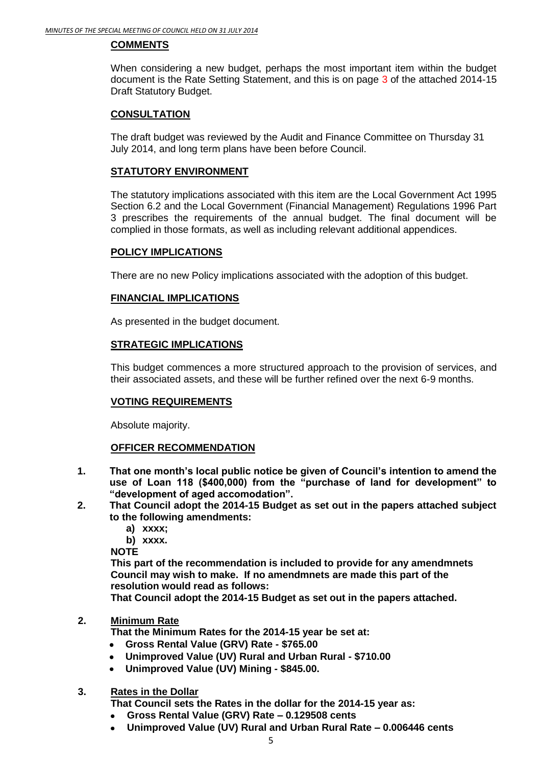### COMMENTS

When considering a new budget, perhaps the most important item within the budget document is the Rate Setting Statement, and this is on page 3 of the attached 2014-15 Draft Statutory Budget.

### CONSULTATION

The draft budget was reviewed by the Audit and Finance Committee on Thursday 31 July 2014, and long term plans have been before Council.

### STATUTORY ENVIRONMENT

The statutory implications associated with this item are the Local Government Act 1995 Section 6.2 and the Local Government (Financial Management) Regulations 1996 Part 3 prescribes the requirements of the annual budget. The final document will be complied in those formats, as well as including relevant additional appendices.

### POLICY IMPLICATIONS

There are no new Policy implications associated with the adoption of this budget.

### FINANCIAL IMPLICATIONS

As presented in the budget document.

### STRATEGIC IMPLICATIONS

This budget commences a more structured approach to the provision of services, and their associated assets, and these will be further refined over the next 6-9 months.

### VOTING REQUIREMENTS

Absolute majority.

### OFFICER RECOMMENDATION

**1. That one month's local public notice be given of Council's intention to amend the use of Loan 118 ($400,000) from the "purchase of land for development" to "development of aged accomodation".**

**2. That Council adopt the 2014-15 Budget as set out in the papers attached subject to the following amendments:**

**a) xxxx;**

**b) xxxx.**

**NOTE**

**This part of the recommendation is included to provide for any amendmnets Council may wish to make. If no amendmnets are made this part of the resolution would read as follows:**

**That Council adopt the 2014-15 Budget as set out in the papers attached.**

**2. Minimum Rate**

**That the Minimum Rates for the 2014-15 year be set at:**

- **Gross Rental Value (GRV) Rate - $765.00**
- **Unimproved Value (UV) Rural and Urban Rural - $710.00**
- **Unimproved Value (UV) Mining - $845.00.**

**3. Rates in the Dollar**

**That Council sets the Rates in the dollar for the 2014-15 year as:**

- **Gross Rental Value (GRV) Rate – 0.129508 cents**
- **Unimproved Value (UV) Rural and Urban Rural Rate – 0.006446 cents**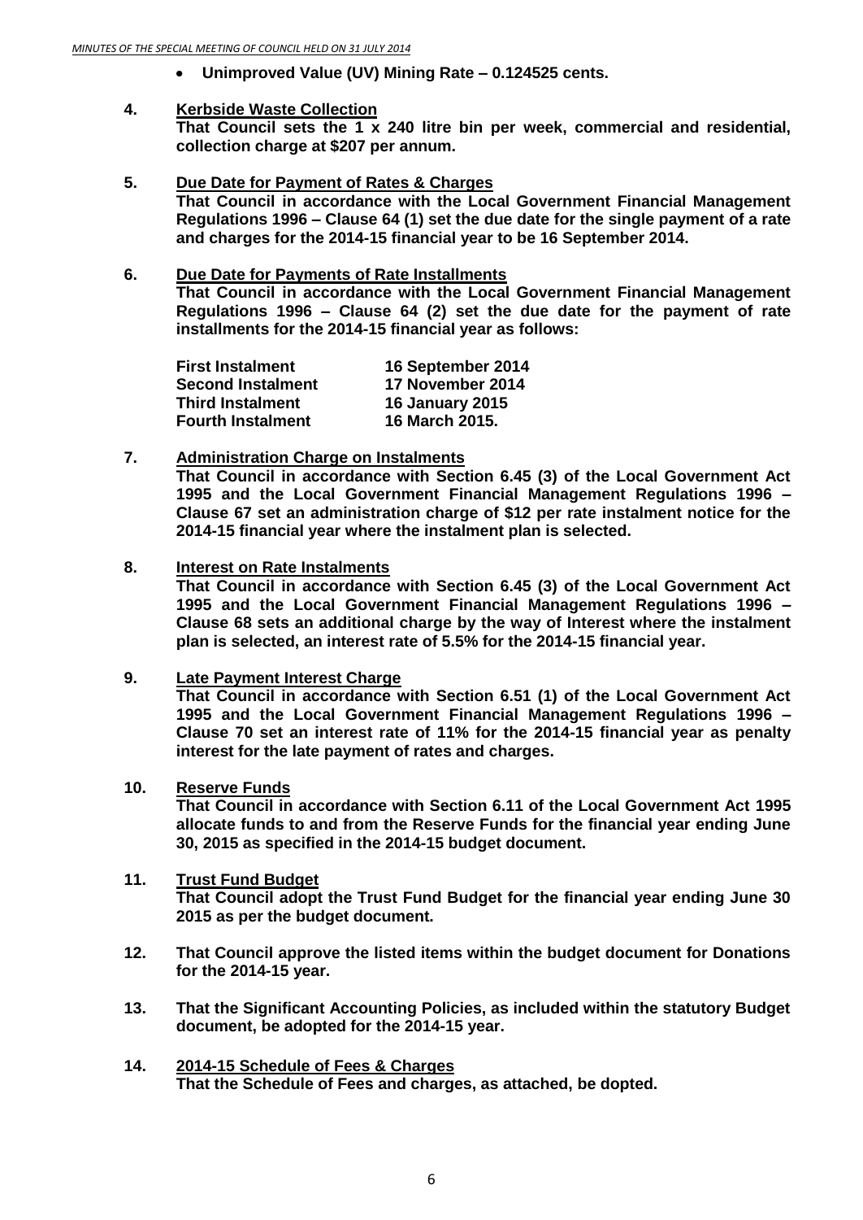- **Unimproved Value (UV) Mining Rate – 0.124525 cents.**

**4. Kerbside Waste Collection**
**That Council sets the 1 x 240 litre bin per week, commercial and residential, collection charge at $207 per annum.**

**5. Due Date for Payment of Rates & Charges**
**That Council in accordance with the Local Government Financial Management Regulations 1996 – Clause 64 (1) set the due date for the single payment of a rate and charges for the 2014-15 financial year to be 16 September 2014.**

**6. Due Date for Payments of Rate Installments**
**That Council in accordance with the Local Government Financial Management Regulations 1996 – Clause 64 (2) set the due date for the payment of rate installments for the 2014-15 financial year as follows:**

| | |
|---|---|
| **First Instalment** | **16 September 2014** |
| **Second Instalment** | **17 November 2014** |
| **Third Instalment** | **16 January 2015** |
| **Fourth Instalment** | **16 March 2015.** |

**7. Administration Charge on Instalments**
**That Council in accordance with Section 6.45 (3) of the Local Government Act 1995 and the Local Government Financial Management Regulations 1996 – Clause 67 set an administration charge of $12 per rate instalment notice for the 2014-15 financial year where the instalment plan is selected.**

**8. Interest on Rate Instalments**
**That Council in accordance with Section 6.45 (3) of the Local Government Act 1995 and the Local Government Financial Management Regulations 1996 – Clause 68 sets an additional charge by the way of Interest where the instalment plan is selected, an interest rate of 5.5% for the 2014-15 financial year.**

**9. Late Payment Interest Charge**
**That Council in accordance with Section 6.51 (1) of the Local Government Act 1995 and the Local Government Financial Management Regulations 1996 – Clause 70 set an interest rate of 11% for the 2014-15 financial year as penalty interest for the late payment of rates and charges.**

**10. Reserve Funds**
**That Council in accordance with Section 6.11 of the Local Government Act 1995 allocate funds to and from the Reserve Funds for the financial year ending June 30, 2015 as specified in the 2014-15 budget document.**

**11. Trust Fund Budget**
**That Council adopt the Trust Fund Budget for the financial year ending June 30 2015 as per the budget document.**

**12. That Council approve the listed items within the budget document for Donations for the 2014-15 year.**

**13. That the Significant Accounting Policies, as included within the statutory Budget document, be adopted for the 2014-15 year.**

**14. 2014-15 Schedule of Fees & Charges**
**That the Schedule of Fees and charges, as attached, be dopted.**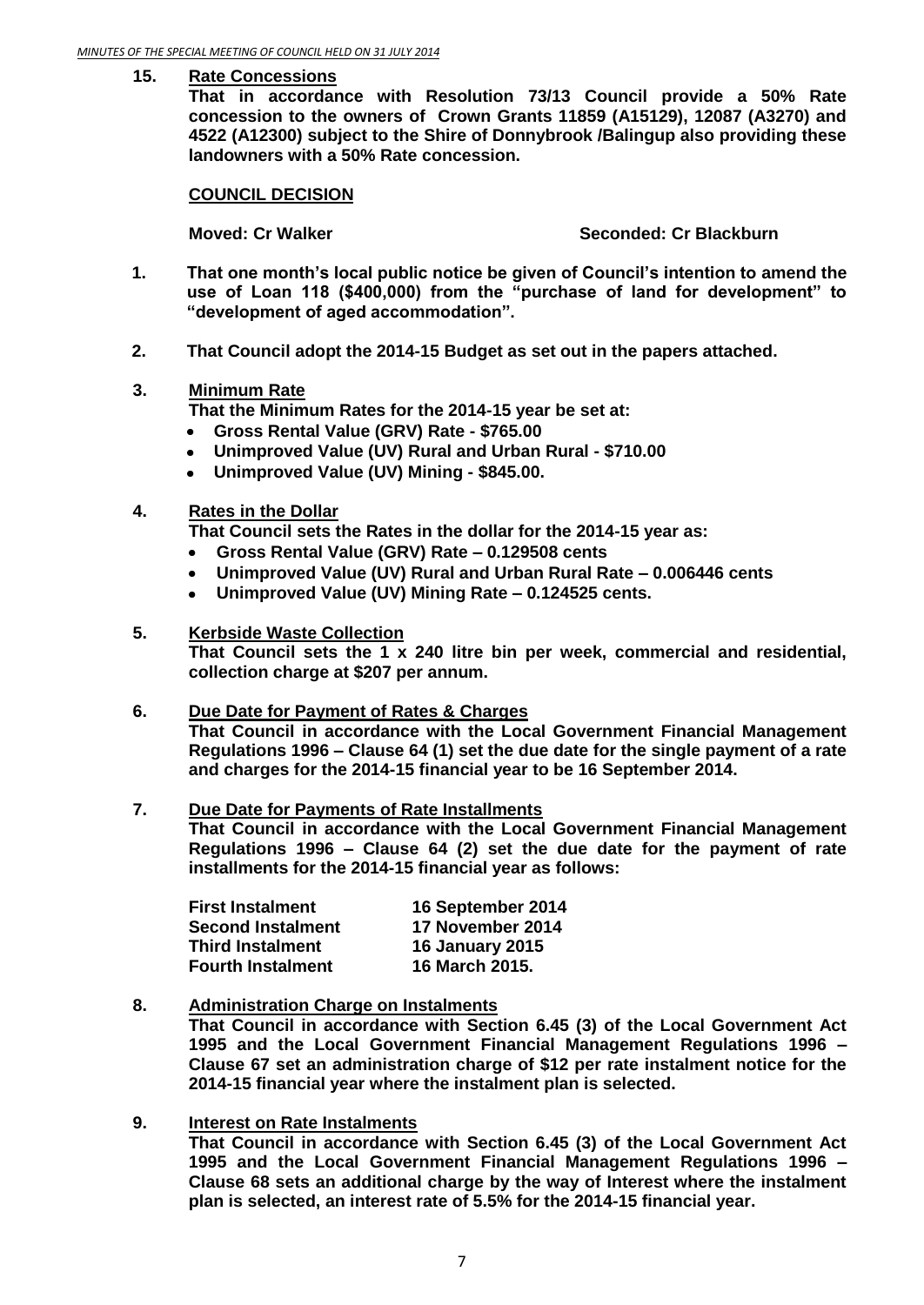**15. Rate Concessions**

**That in accordance with Resolution 73/13 Council provide a 50% Rate concession to the owners of Crown Grants 11859 (A15129), 12087 (A3270) and 4522 (A12300) subject to the Shire of Donnybrook /Balingup also providing these landowners with a 50% Rate concession.**

**COUNCIL DECISION**

**Moved: Cr Walker** **Seconded: Cr Blackburn**

**1. That one month's local public notice be given of Council's intention to amend the use of Loan 118 ($400,000) from the "purchase of land for development" to "development of aged accommodation".**

**2. That Council adopt the 2014-15 Budget as set out in the papers attached.**

**3. Minimum Rate**

**That the Minimum Rates for the 2014-15 year be set at:**

- **Gross Rental Value (GRV) Rate - $765.00**
- **Unimproved Value (UV) Rural and Urban Rural - $710.00**
- **Unimproved Value (UV) Mining - $845.00.**

**4. Rates in the Dollar**

**That Council sets the Rates in the dollar for the 2014-15 year as:**

- **Gross Rental Value (GRV) Rate – 0.129508 cents**
- **Unimproved Value (UV) Rural and Urban Rural Rate – 0.006446 cents**
- **Unimproved Value (UV) Mining Rate – 0.124525 cents.**

**5. Kerbside Waste Collection**

**That Council sets the 1 x 240 litre bin per week, commercial and residential, collection charge at $207 per annum.**

**6. Due Date for Payment of Rates & Charges**

**That Council in accordance with the Local Government Financial Management Regulations 1996 – Clause 64 (1) set the due date for the single payment of a rate and charges for the 2014-15 financial year to be 16 September 2014.**

**7. Due Date for Payments of Rate Installments**

**That Council in accordance with the Local Government Financial Management Regulations 1996 – Clause 64 (2) set the due date for the payment of rate installments for the 2014-15 financial year as follows:**

| | |
|---|---|
| **First Instalment** | **16 September 2014** |
| **Second Instalment** | **17 November 2014** |
| **Third Instalment** | **16 January 2015** |
| **Fourth Instalment** | **16 March 2015.** |

**8. Administration Charge on Instalments**

**That Council in accordance with Section 6.45 (3) of the Local Government Act 1995 and the Local Government Financial Management Regulations 1996 – Clause 67 set an administration charge of $12 per rate instalment notice for the 2014-15 financial year where the instalment plan is selected.**

**9. Interest on Rate Instalments**

**That Council in accordance with Section 6.45 (3) of the Local Government Act 1995 and the Local Government Financial Management Regulations 1996 – Clause 68 sets an additional charge by the way of Interest where the instalment plan is selected, an interest rate of 5.5% for the 2014-15 financial year.**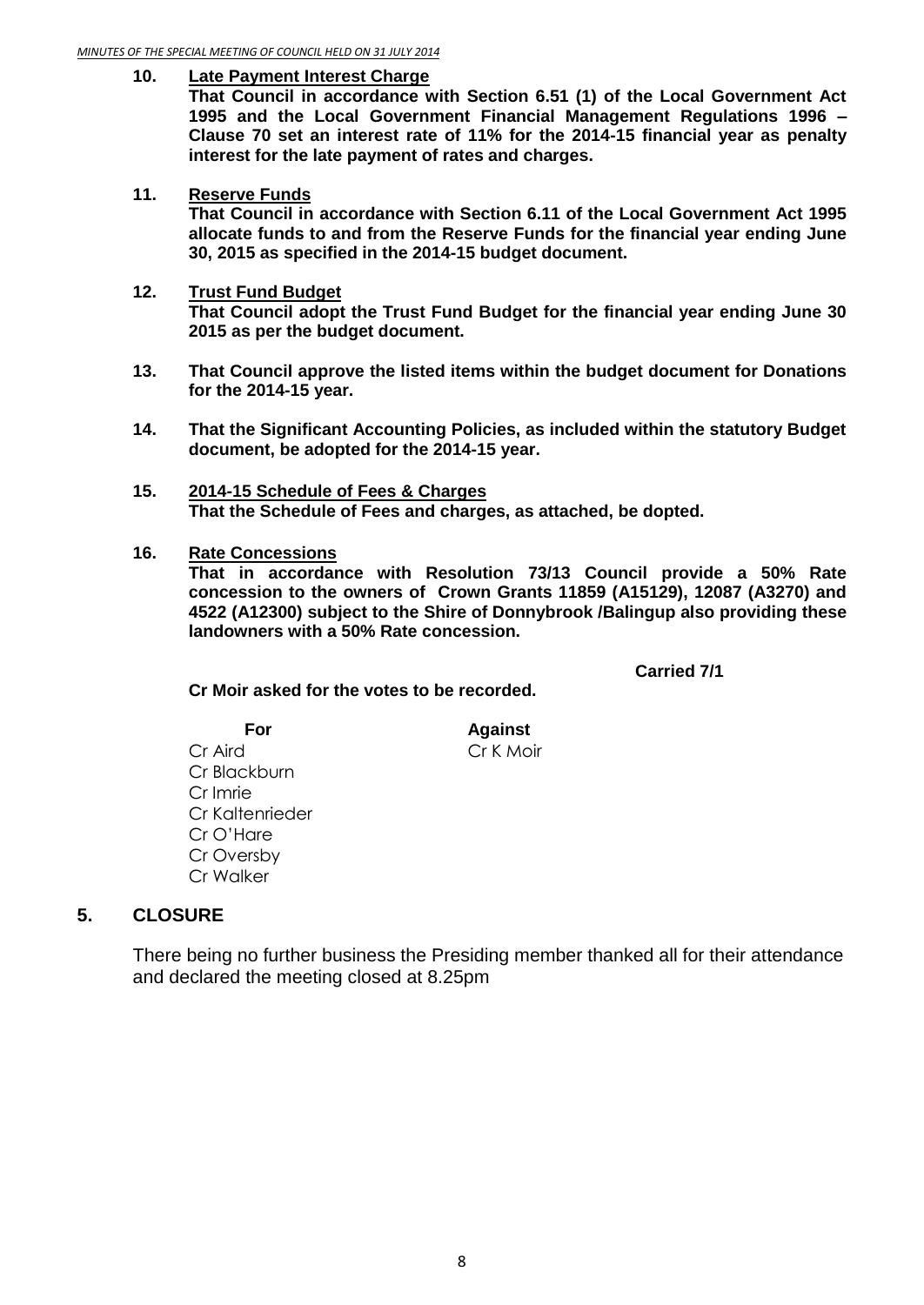10. **Late Payment Interest Charge**

    **That Council in accordance with Section 6.51 (1) of the Local Government Act 1995 and the Local Government Financial Management Regulations 1996 – Clause 70 set an interest rate of 11% for the 2014-15 financial year as penalty interest for the late payment of rates and charges.**

11. **Reserve Funds**

    **That Council in accordance with Section 6.11 of the Local Government Act 1995 allocate funds to and from the Reserve Funds for the financial year ending June 30, 2015 as specified in the 2014-15 budget document.**

12. **Trust Fund Budget**

    **That Council adopt the Trust Fund Budget for the financial year ending June 30 2015 as per the budget document.**

13. **That Council approve the listed items within the budget document for Donations for the 2014-15 year.**

14. **That the Significant Accounting Policies, as included within the statutory Budget document, be adopted for the 2014-15 year.**

15. **2014-15 Schedule of Fees & Charges**

    **That the Schedule of Fees and charges, as attached, be dopted.**

16. **Rate Concessions**

    **That in accordance with Resolution 73/13 Council provide a 50% Rate concession to the owners of Crown Grants 11859 (A15129), 12087 (A3270) and 4522 (A12300) subject to the Shire of Donnybrook /Balingup also providing these landowners with a 50% Rate concession.**

**Carried 7/1**

**Cr Moir asked for the votes to be recorded.**

| For | Against |
|---|---|
| Cr Aird | Cr K Moir |
| Cr Blackburn | |
| Cr Imrie | |
| Cr Kaltenrieder | |
| Cr O'Hare | |
| Cr Oversby | |
| Cr Walker | |

## 5. CLOSURE

There being no further business the Presiding member thanked all for their attendance and declared the meeting closed at 8.25pm